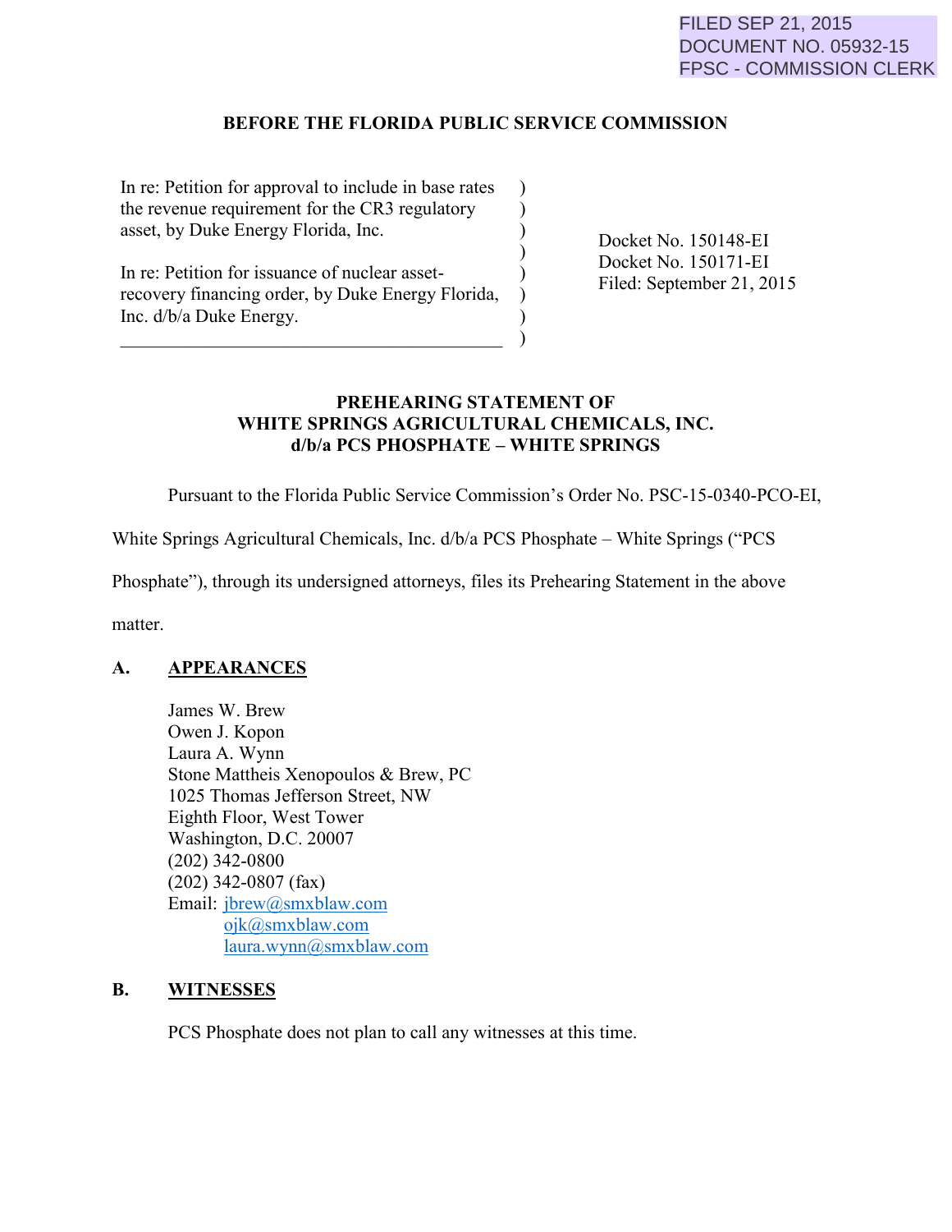FILED SEP 21, 2015
DOCUMENT NO. 05932-15
FPSC - COMMISSION CLERK

**BEFORE THE FLORIDA PUBLIC SERVICE COMMISSION**

| | |
|---|---|
| In re: Petition for approval to include in base rates the revenue requirement for the CR3 regulatory asset, by Duke Energy Florida, Inc.<br><br>In re: Petition for issuance of nuclear asset-recovery financing order, by Duke Energy Florida, Inc. d/b/a Duke Energy. | Docket No. 150148-EI<br>Docket No. 150171-EI<br>Filed: September 21, 2015 |

**PREHEARING STATEMENT OF**
**WHITE SPRINGS AGRICULTURAL CHEMICALS, INC.**
**d/b/a PCS PHOSPHATE – WHITE SPRINGS**

Pursuant to the Florida Public Service Commission's Order No. PSC-15-0340-PCO-EI, White Springs Agricultural Chemicals, Inc. d/b/a PCS Phosphate – White Springs ("PCS Phosphate"), through its undersigned attorneys, files its Prehearing Statement in the above matter.

## A. APPEARANCES

James W. Brew
Owen J. Kopon
Laura A. Wynn
Stone Mattheis Xenopoulos & Brew, PC
1025 Thomas Jefferson Street, NW
Eighth Floor, West Tower
Washington, D.C. 20007
(202) 342-0800
(202) 342-0807 (fax)
Email: jbrew@smxblaw.com
ojk@smxblaw.com
laura.wynn@smxblaw.com

## B. WITNESSES

PCS Phosphate does not plan to call any witnesses at this time.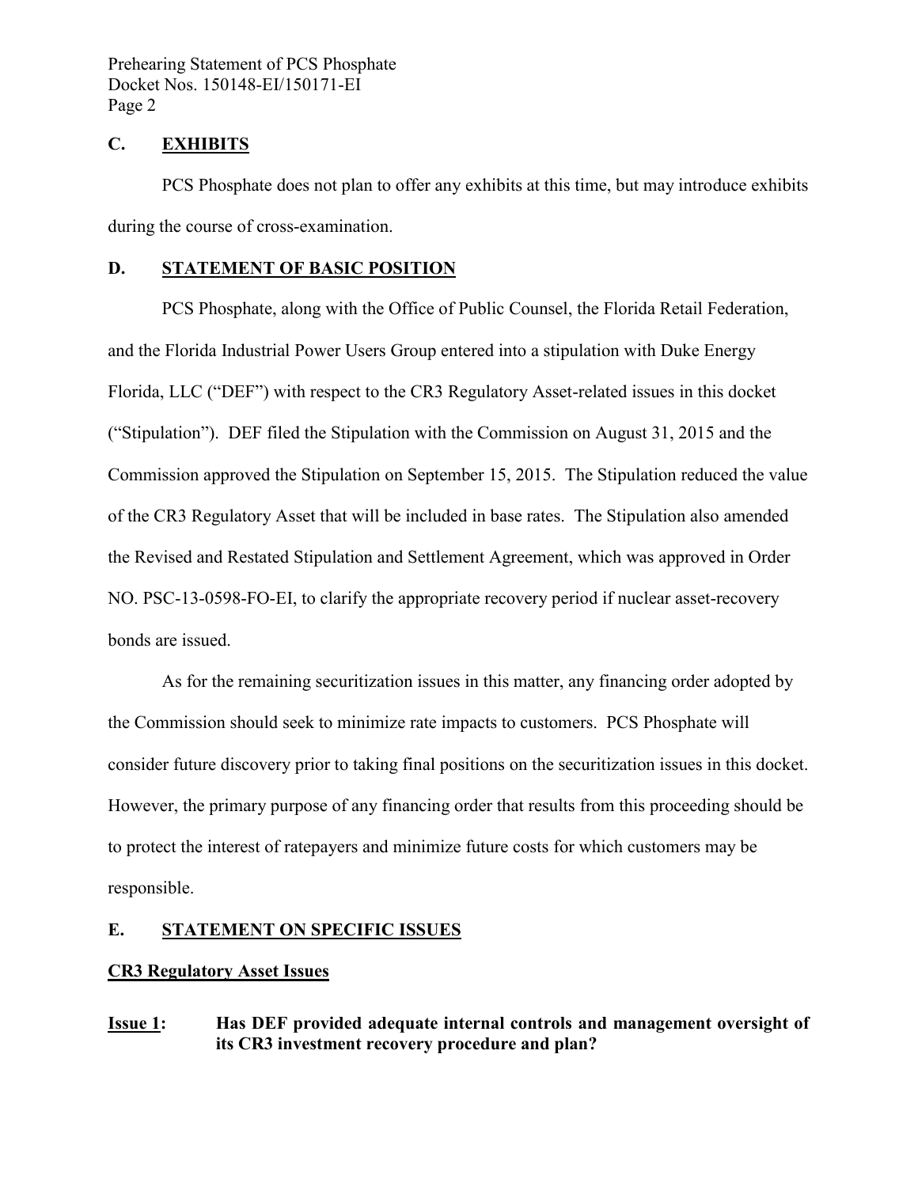## C. EXHIBITS

PCS Phosphate does not plan to offer any exhibits at this time, but may introduce exhibits during the course of cross-examination.

## D. STATEMENT OF BASIC POSITION

PCS Phosphate, along with the Office of Public Counsel, the Florida Retail Federation, and the Florida Industrial Power Users Group entered into a stipulation with Duke Energy Florida, LLC ("DEF") with respect to the CR3 Regulatory Asset-related issues in this docket ("Stipulation"). DEF filed the Stipulation with the Commission on August 31, 2015 and the Commission approved the Stipulation on September 15, 2015. The Stipulation reduced the value of the CR3 Regulatory Asset that will be included in base rates. The Stipulation also amended the Revised and Restated Stipulation and Settlement Agreement, which was approved in Order NO. PSC-13-0598-FO-EI, to clarify the appropriate recovery period if nuclear asset-recovery bonds are issued.

As for the remaining securitization issues in this matter, any financing order adopted by the Commission should seek to minimize rate impacts to customers. PCS Phosphate will consider future discovery prior to taking final positions on the securitization issues in this docket. However, the primary purpose of any financing order that results from this proceeding should be to protect the interest of ratepayers and minimize future costs for which customers may be responsible.

## E. STATEMENT ON SPECIFIC ISSUES

**CR3 Regulatory Asset Issues**

**Issue 1: Has DEF provided adequate internal controls and management oversight of its CR3 investment recovery procedure and plan?**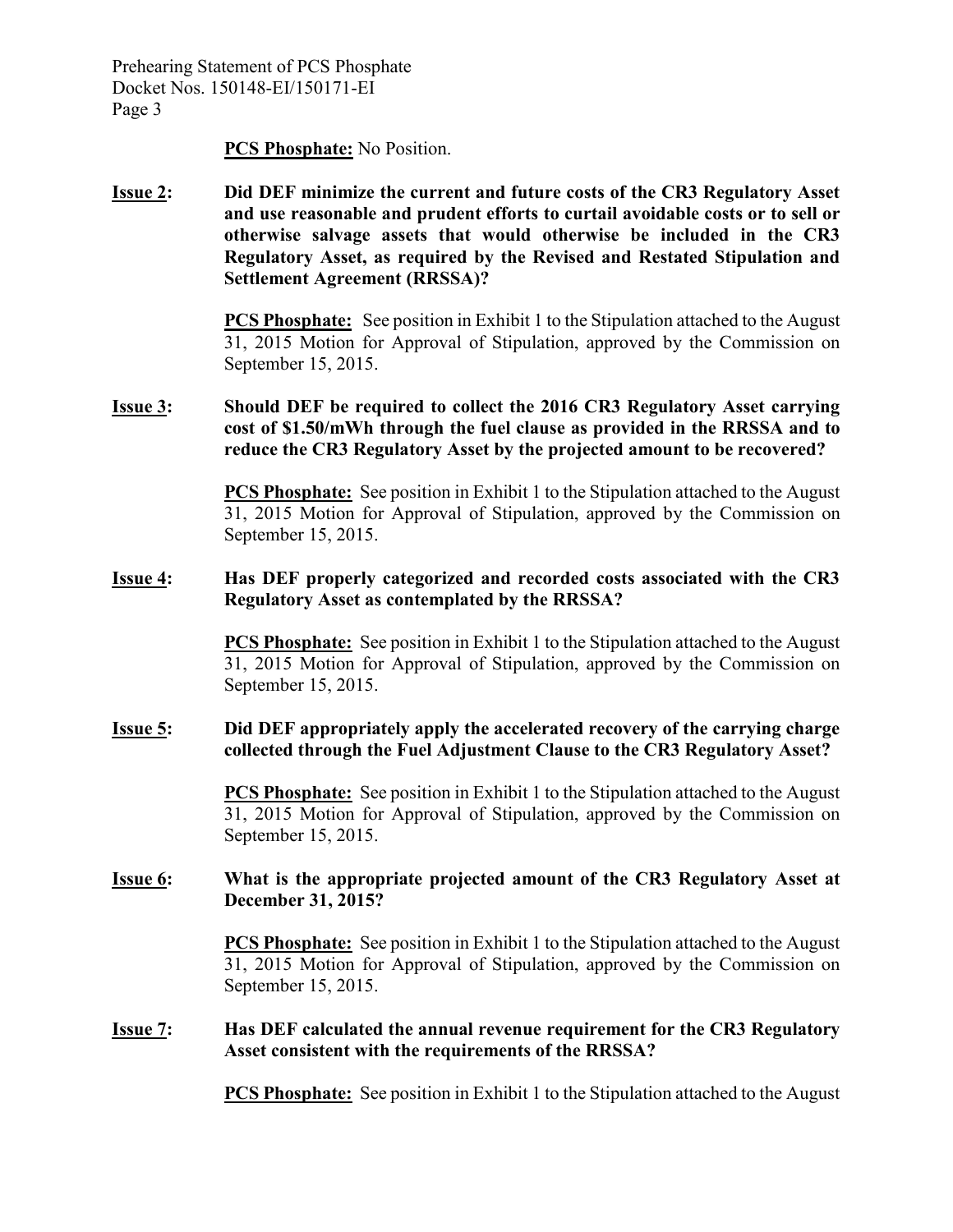**PCS Phosphate:** No Position.

**Issue 2: Did DEF minimize the current and future costs of the CR3 Regulatory Asset and use reasonable and prudent efforts to curtail avoidable costs or to sell or otherwise salvage assets that would otherwise be included in the CR3 Regulatory Asset, as required by the Revised and Restated Stipulation and Settlement Agreement (RRSSA)?**

**PCS Phosphate:** See position in Exhibit 1 to the Stipulation attached to the August 31, 2015 Motion for Approval of Stipulation, approved by the Commission on September 15, 2015.

**Issue 3: Should DEF be required to collect the 2016 CR3 Regulatory Asset carrying cost of $1.50/mWh through the fuel clause as provided in the RRSSA and to reduce the CR3 Regulatory Asset by the projected amount to be recovered?**

**PCS Phosphate:** See position in Exhibit 1 to the Stipulation attached to the August 31, 2015 Motion for Approval of Stipulation, approved by the Commission on September 15, 2015.

**Issue 4: Has DEF properly categorized and recorded costs associated with the CR3 Regulatory Asset as contemplated by the RRSSA?**

**PCS Phosphate:** See position in Exhibit 1 to the Stipulation attached to the August 31, 2015 Motion for Approval of Stipulation, approved by the Commission on September 15, 2015.

**Issue 5: Did DEF appropriately apply the accelerated recovery of the carrying charge collected through the Fuel Adjustment Clause to the CR3 Regulatory Asset?**

**PCS Phosphate:** See position in Exhibit 1 to the Stipulation attached to the August 31, 2015 Motion for Approval of Stipulation, approved by the Commission on September 15, 2015.

**Issue 6: What is the appropriate projected amount of the CR3 Regulatory Asset at December 31, 2015?**

**PCS Phosphate:** See position in Exhibit 1 to the Stipulation attached to the August 31, 2015 Motion for Approval of Stipulation, approved by the Commission on September 15, 2015.

**Issue 7: Has DEF calculated the annual revenue requirement for the CR3 Regulatory Asset consistent with the requirements of the RRSSA?**

**PCS Phosphate:** See position in Exhibit 1 to the Stipulation attached to the August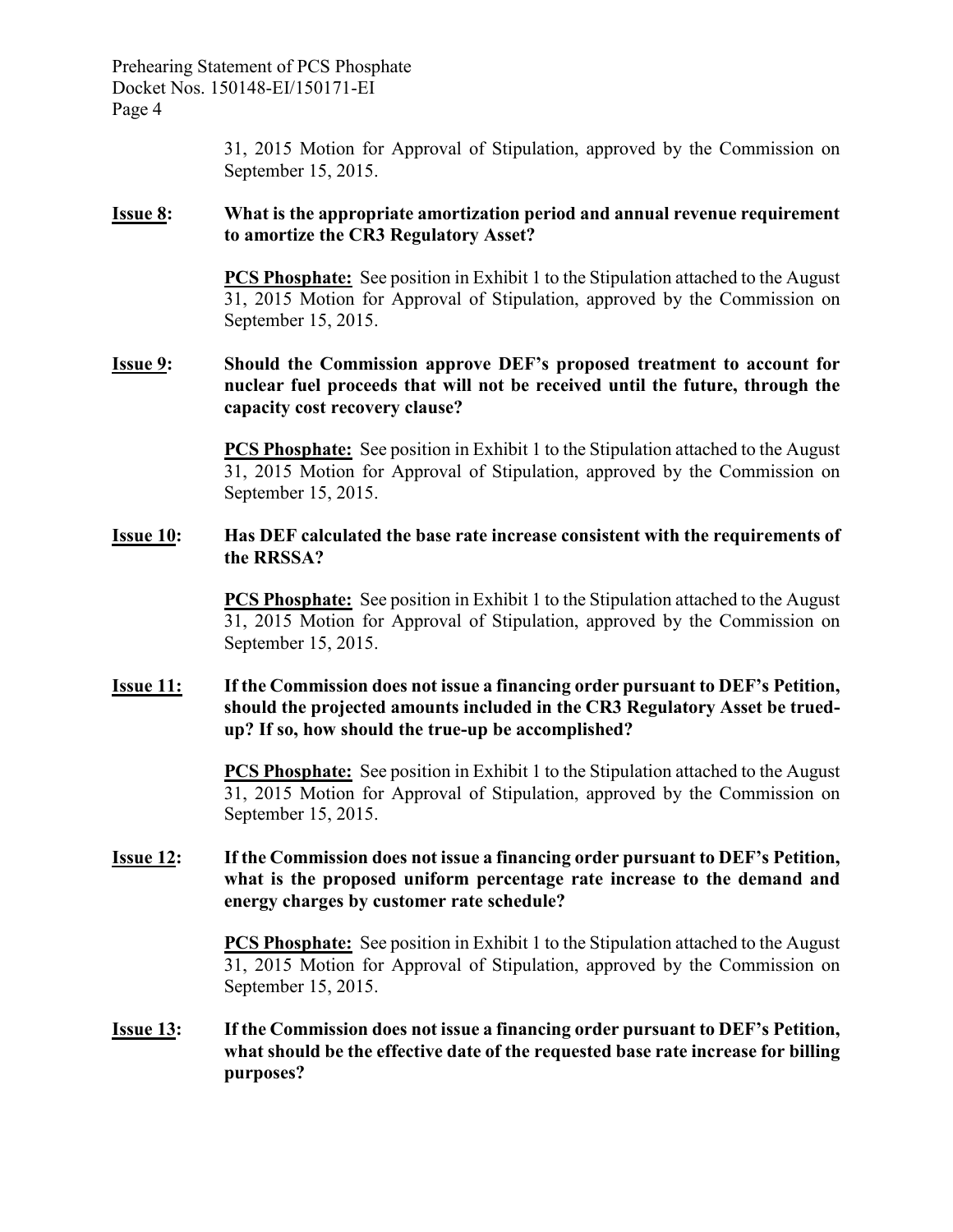31, 2015 Motion for Approval of Stipulation, approved by the Commission on September 15, 2015.

**<u>Issue 8</u>: What is the appropriate amortization period and annual revenue requirement to amortize the CR3 Regulatory Asset?**

**<u>PCS Phosphate:</u>** See position in Exhibit 1 to the Stipulation attached to the August 31, 2015 Motion for Approval of Stipulation, approved by the Commission on September 15, 2015.

**<u>Issue 9</u>: Should the Commission approve DEF's proposed treatment to account for nuclear fuel proceeds that will not be received until the future, through the capacity cost recovery clause?**

**<u>PCS Phosphate:</u>** See position in Exhibit 1 to the Stipulation attached to the August 31, 2015 Motion for Approval of Stipulation, approved by the Commission on September 15, 2015.

**<u>Issue 10</u>: Has DEF calculated the base rate increase consistent with the requirements of the RRSSA?**

**<u>PCS Phosphate:</u>** See position in Exhibit 1 to the Stipulation attached to the August 31, 2015 Motion for Approval of Stipulation, approved by the Commission on September 15, 2015.

**<u>Issue 11:</u> If the Commission does not issue a financing order pursuant to DEF's Petition, should the projected amounts included in the CR3 Regulatory Asset be trued-up? If so, how should the true-up be accomplished?**

**<u>PCS Phosphate:</u>** See position in Exhibit 1 to the Stipulation attached to the August 31, 2015 Motion for Approval of Stipulation, approved by the Commission on September 15, 2015.

**<u>Issue 12</u>: If the Commission does not issue a financing order pursuant to DEF's Petition, what is the proposed uniform percentage rate increase to the demand and energy charges by customer rate schedule?**

**<u>PCS Phosphate:</u>** See position in Exhibit 1 to the Stipulation attached to the August 31, 2015 Motion for Approval of Stipulation, approved by the Commission on September 15, 2015.

**<u>Issue 13</u>: If the Commission does not issue a financing order pursuant to DEF's Petition, what should be the effective date of the requested base rate increase for billing purposes?**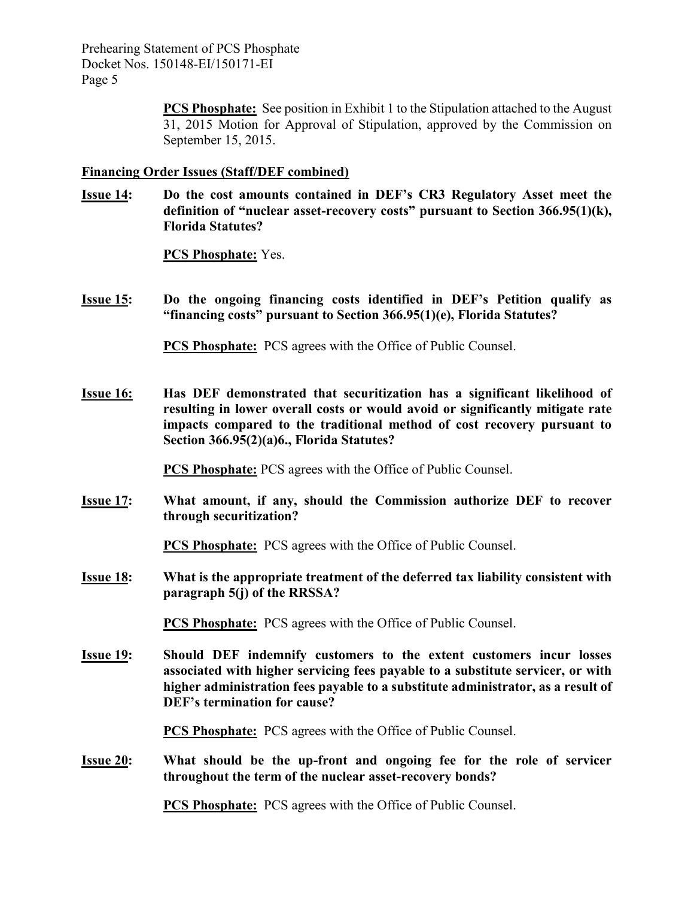**PCS Phosphate:** See position in Exhibit 1 to the Stipulation attached to the August 31, 2015 Motion for Approval of Stipulation, approved by the Commission on September 15, 2015.

**Financing Order Issues (Staff/DEF combined)**

**Issue 14: Do the cost amounts contained in DEF's CR3 Regulatory Asset meet the definition of "nuclear asset-recovery costs" pursuant to Section 366.95(1)(k), Florida Statutes?**

**PCS Phosphate:** Yes.

**Issue 15: Do the ongoing financing costs identified in DEF's Petition qualify as "financing costs" pursuant to Section 366.95(1)(e), Florida Statutes?**

**PCS Phosphate:** PCS agrees with the Office of Public Counsel.

**Issue 16: Has DEF demonstrated that securitization has a significant likelihood of resulting in lower overall costs or would avoid or significantly mitigate rate impacts compared to the traditional method of cost recovery pursuant to Section 366.95(2)(a)6., Florida Statutes?**

**PCS Phosphate:** PCS agrees with the Office of Public Counsel.

**Issue 17: What amount, if any, should the Commission authorize DEF to recover through securitization?**

**PCS Phosphate:** PCS agrees with the Office of Public Counsel.

**Issue 18: What is the appropriate treatment of the deferred tax liability consistent with paragraph 5(j) of the RRSSA?**

**PCS Phosphate:** PCS agrees with the Office of Public Counsel.

**Issue 19: Should DEF indemnify customers to the extent customers incur losses associated with higher servicing fees payable to a substitute servicer, or with higher administration fees payable to a substitute administrator, as a result of DEF's termination for cause?**

**PCS Phosphate:** PCS agrees with the Office of Public Counsel.

**Issue 20: What should be the up-front and ongoing fee for the role of servicer throughout the term of the nuclear asset-recovery bonds?**

**PCS Phosphate:** PCS agrees with the Office of Public Counsel.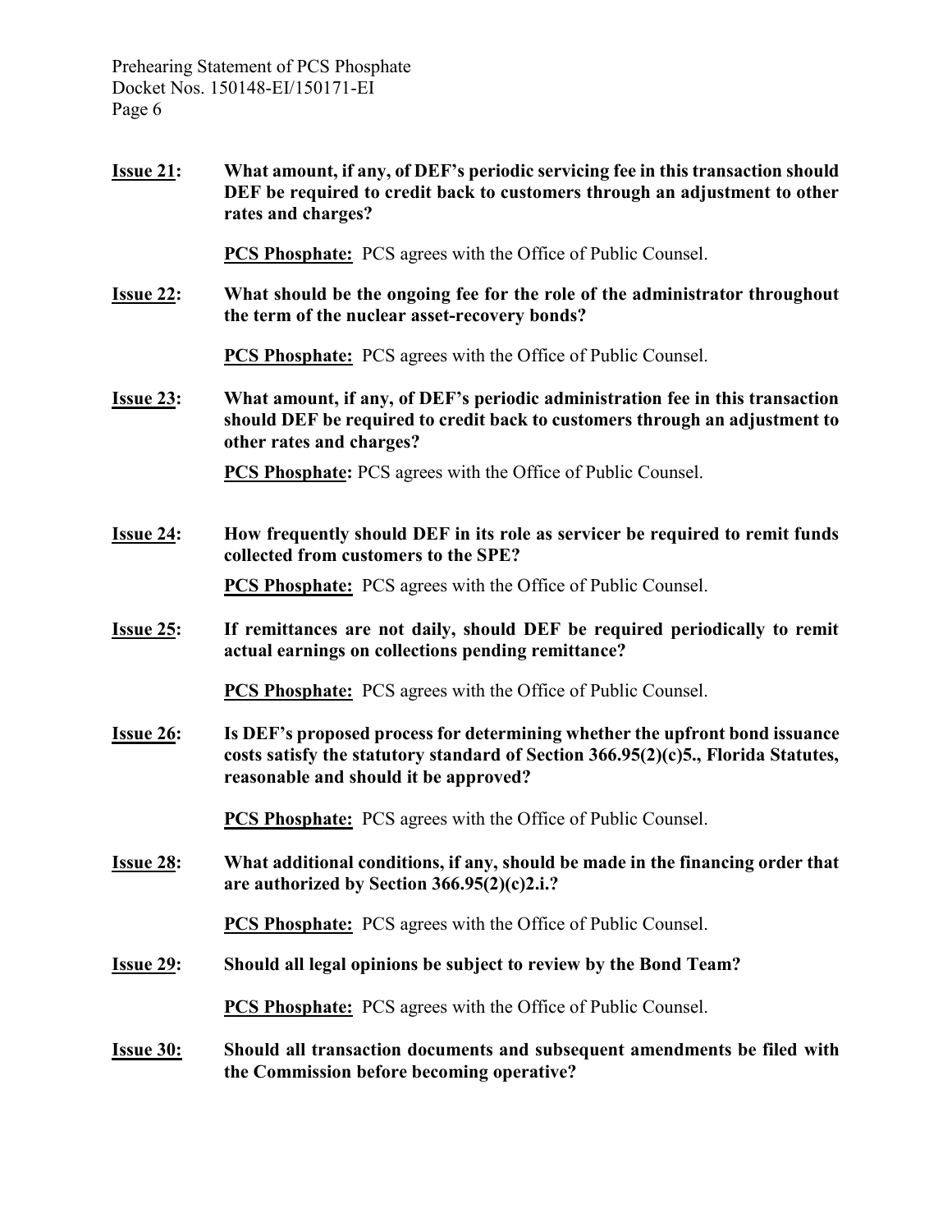**Issue 21:** **What amount, if any, of DEF's periodic servicing fee in this transaction should DEF be required to credit back to customers through an adjustment to other rates and charges?**

**PCS Phosphate:** PCS agrees with the Office of Public Counsel.

**Issue 22:** **What should be the ongoing fee for the role of the administrator throughout the term of the nuclear asset-recovery bonds?**

**PCS Phosphate:** PCS agrees with the Office of Public Counsel.

**Issue 23:** **What amount, if any, of DEF's periodic administration fee in this transaction should DEF be required to credit back to customers through an adjustment to other rates and charges?**

**PCS Phosphate:** PCS agrees with the Office of Public Counsel.

**Issue 24:** **How frequently should DEF in its role as servicer be required to remit funds collected from customers to the SPE?**

**PCS Phosphate:** PCS agrees with the Office of Public Counsel.

**Issue 25:** **If remittances are not daily, should DEF be required periodically to remit actual earnings on collections pending remittance?**

**PCS Phosphate:** PCS agrees with the Office of Public Counsel.

**Issue 26:** **Is DEF's proposed process for determining whether the upfront bond issuance costs satisfy the statutory standard of Section 366.95(2)(c)5., Florida Statutes, reasonable and should it be approved?**

**PCS Phosphate:** PCS agrees with the Office of Public Counsel.

**Issue 28:** **What additional conditions, if any, should be made in the financing order that are authorized by Section 366.95(2)(c)2.i.?**

**PCS Phosphate:** PCS agrees with the Office of Public Counsel.

**Issue 29:** **Should all legal opinions be subject to review by the Bond Team?**

**PCS Phosphate:** PCS agrees with the Office of Public Counsel.

**Issue 30:** **Should all transaction documents and subsequent amendments be filed with the Commission before becoming operative?**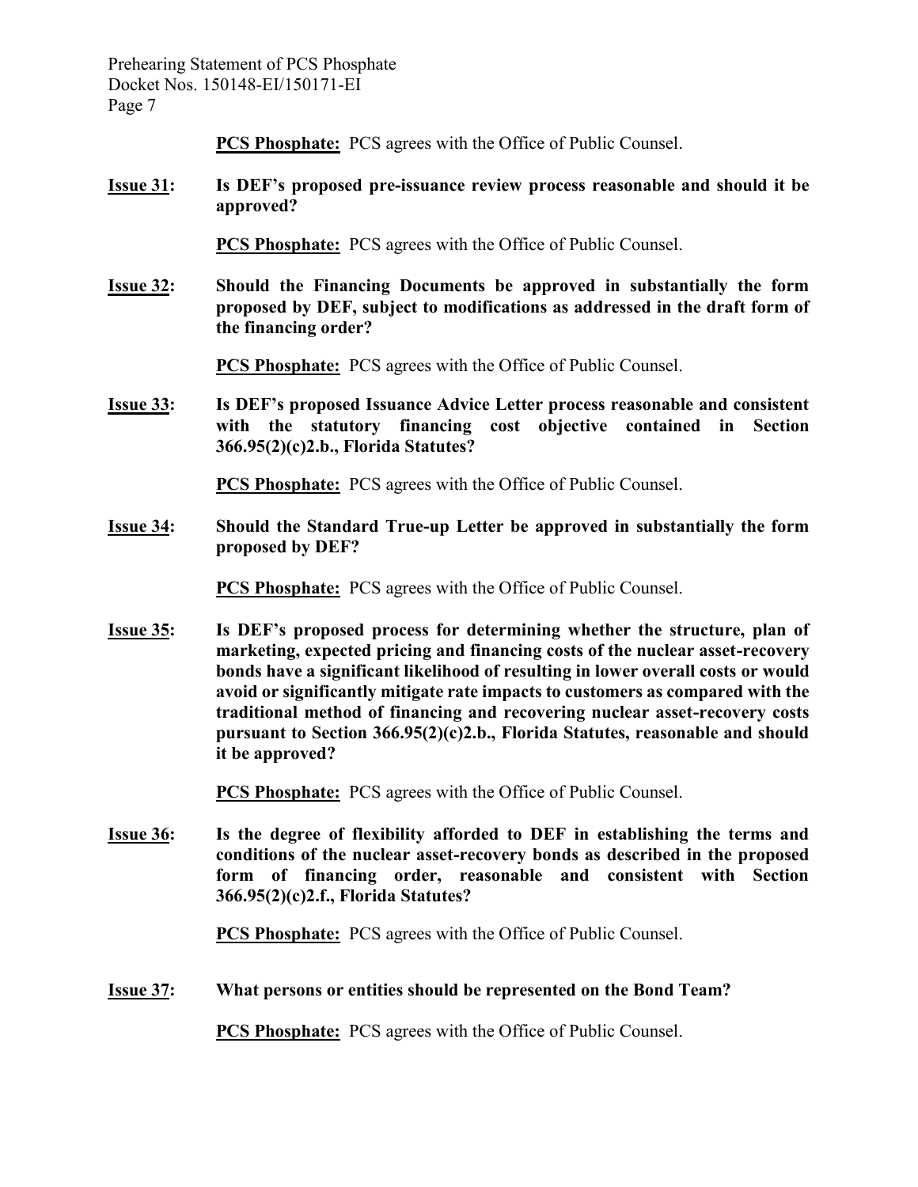**PCS Phosphate:** PCS agrees with the Office of Public Counsel.

**Issue 31: Is DEF's proposed pre-issuance review process reasonable and should it be approved?**

**PCS Phosphate:** PCS agrees with the Office of Public Counsel.

**Issue 32: Should the Financing Documents be approved in substantially the form proposed by DEF, subject to modifications as addressed in the draft form of the financing order?**

**PCS Phosphate:** PCS agrees with the Office of Public Counsel.

**Issue 33: Is DEF's proposed Issuance Advice Letter process reasonable and consistent with the statutory financing cost objective contained in Section 366.95(2)(c)2.b., Florida Statutes?**

**PCS Phosphate:** PCS agrees with the Office of Public Counsel.

**Issue 34: Should the Standard True-up Letter be approved in substantially the form proposed by DEF?**

**PCS Phosphate:** PCS agrees with the Office of Public Counsel.

**Issue 35: Is DEF's proposed process for determining whether the structure, plan of marketing, expected pricing and financing costs of the nuclear asset-recovery bonds have a significant likelihood of resulting in lower overall costs or would avoid or significantly mitigate rate impacts to customers as compared with the traditional method of financing and recovering nuclear asset-recovery costs pursuant to Section 366.95(2)(c)2.b., Florida Statutes, reasonable and should it be approved?**

**PCS Phosphate:** PCS agrees with the Office of Public Counsel.

**Issue 36: Is the degree of flexibility afforded to DEF in establishing the terms and conditions of the nuclear asset-recovery bonds as described in the proposed form of financing order, reasonable and consistent with Section 366.95(2)(c)2.f., Florida Statutes?**

**PCS Phosphate:** PCS agrees with the Office of Public Counsel.

**Issue 37: What persons or entities should be represented on the Bond Team?**

**PCS Phosphate:** PCS agrees with the Office of Public Counsel.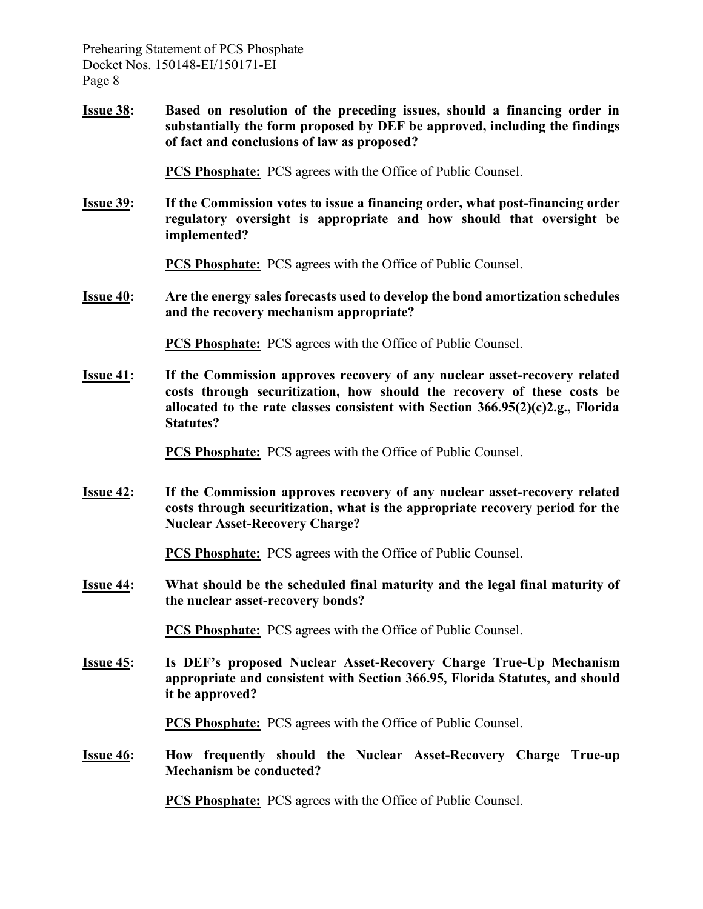**Issue 38:** **Based on resolution of the preceding issues, should a financing order in substantially the form proposed by DEF be approved, including the findings of fact and conclusions of law as proposed?**

**PCS Phosphate:** PCS agrees with the Office of Public Counsel.

**Issue 39:** **If the Commission votes to issue a financing order, what post-financing order regulatory oversight is appropriate and how should that oversight be implemented?**

**PCS Phosphate:** PCS agrees with the Office of Public Counsel.

**Issue 40:** **Are the energy sales forecasts used to develop the bond amortization schedules and the recovery mechanism appropriate?**

**PCS Phosphate:** PCS agrees with the Office of Public Counsel.

**Issue 41:** **If the Commission approves recovery of any nuclear asset-recovery related costs through securitization, how should the recovery of these costs be allocated to the rate classes consistent with Section 366.95(2)(c)2.g., Florida Statutes?**

**PCS Phosphate:** PCS agrees with the Office of Public Counsel.

**Issue 42:** **If the Commission approves recovery of any nuclear asset-recovery related costs through securitization, what is the appropriate recovery period for the Nuclear Asset-Recovery Charge?**

**PCS Phosphate:** PCS agrees with the Office of Public Counsel.

**Issue 44:** **What should be the scheduled final maturity and the legal final maturity of the nuclear asset-recovery bonds?**

**PCS Phosphate:** PCS agrees with the Office of Public Counsel.

**Issue 45:** **Is DEF's proposed Nuclear Asset-Recovery Charge True-Up Mechanism appropriate and consistent with Section 366.95, Florida Statutes, and should it be approved?**

**PCS Phosphate:** PCS agrees with the Office of Public Counsel.

**Issue 46:** **How frequently should the Nuclear Asset-Recovery Charge True-up Mechanism be conducted?**

**PCS Phosphate:** PCS agrees with the Office of Public Counsel.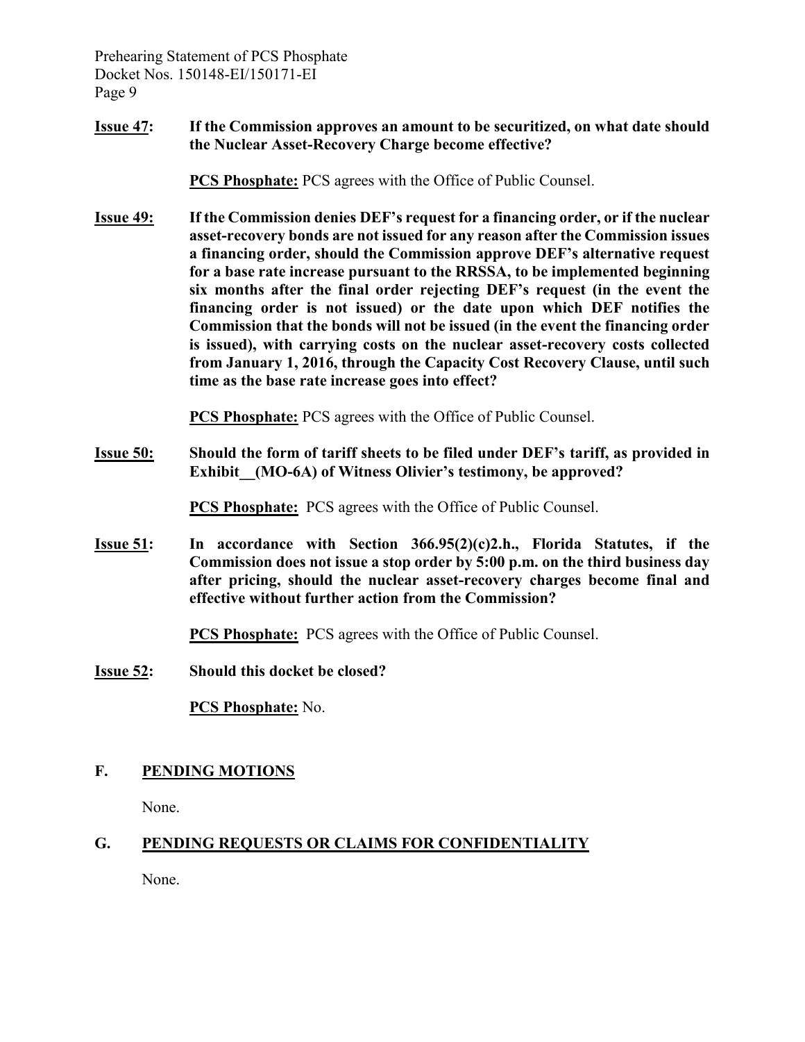**Issue 47: If the Commission approves an amount to be securitized, on what date should the Nuclear Asset-Recovery Charge become effective?**

**PCS Phosphate:** PCS agrees with the Office of Public Counsel.

**Issue 49: If the Commission denies DEF's request for a financing order, or if the nuclear asset-recovery bonds are not issued for any reason after the Commission issues a financing order, should the Commission approve DEF's alternative request for a base rate increase pursuant to the RRSSA, to be implemented beginning six months after the final order rejecting DEF's request (in the event the financing order is not issued) or the date upon which DEF notifies the Commission that the bonds will not be issued (in the event the financing order is issued), with carrying costs on the nuclear asset-recovery costs collected from January 1, 2016, through the Capacity Cost Recovery Clause, until such time as the base rate increase goes into effect?**

**PCS Phosphate:** PCS agrees with the Office of Public Counsel.

**Issue 50: Should the form of tariff sheets to be filed under DEF's tariff, as provided in Exhibit__(MO-6A) of Witness Olivier's testimony, be approved?**

**PCS Phosphate:** PCS agrees with the Office of Public Counsel.

**Issue 51: In accordance with Section 366.95(2)(c)2.h., Florida Statutes, if the Commission does not issue a stop order by 5:00 p.m. on the third business day after pricing, should the nuclear asset-recovery charges become final and effective without further action from the Commission?**

**PCS Phosphate:** PCS agrees with the Office of Public Counsel.

**Issue 52: Should this docket be closed?**

**PCS Phosphate:** No.

## F. PENDING MOTIONS

None.

## G. PENDING REQUESTS OR CLAIMS FOR CONFIDENTIALITY

None.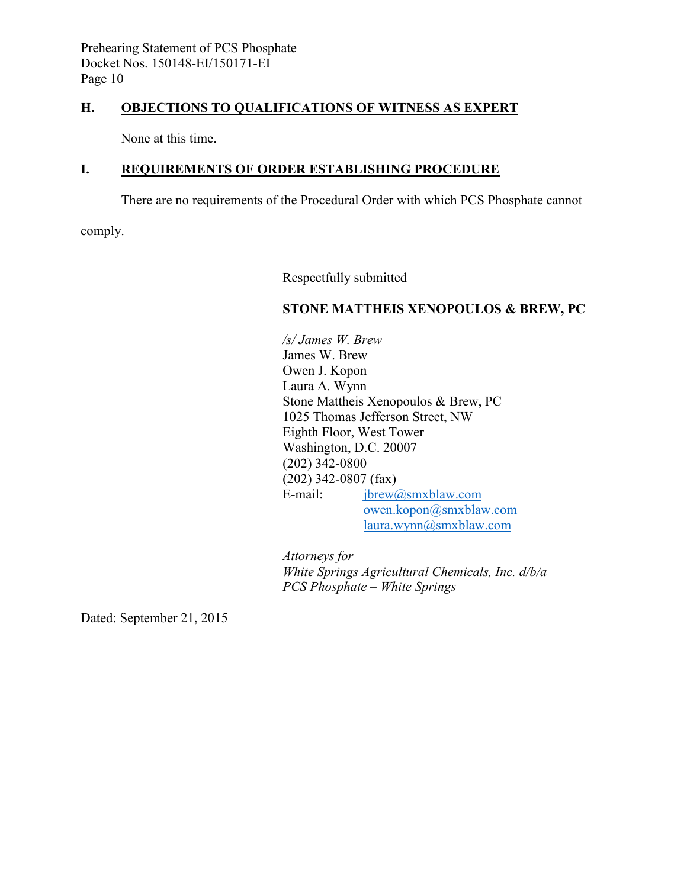## H. OBJECTIONS TO QUALIFICATIONS OF WITNESS AS EXPERT

None at this time.

## I. REQUIREMENTS OF ORDER ESTABLISHING PROCEDURE

There are no requirements of the Procedural Order with which PCS Phosphate cannot comply.

Respectfully submitted

**STONE MATTHEIS XENOPOULOS & BREW, PC**

*/s/ James W. Brew*
James W. Brew
Owen J. Kopon
Laura A. Wynn
Stone Mattheis Xenopoulos & Brew, PC
1025 Thomas Jefferson Street, NW
Eighth Floor, West Tower
Washington, D.C. 20007
(202) 342-0800
(202) 342-0807 (fax)
E-mail: jbrew@smxblaw.com
owen.kopon@smxblaw.com
laura.wynn@smxblaw.com

*Attorneys for*
*White Springs Agricultural Chemicals, Inc. d/b/a*
*PCS Phosphate – White Springs*

Dated: September 21, 2015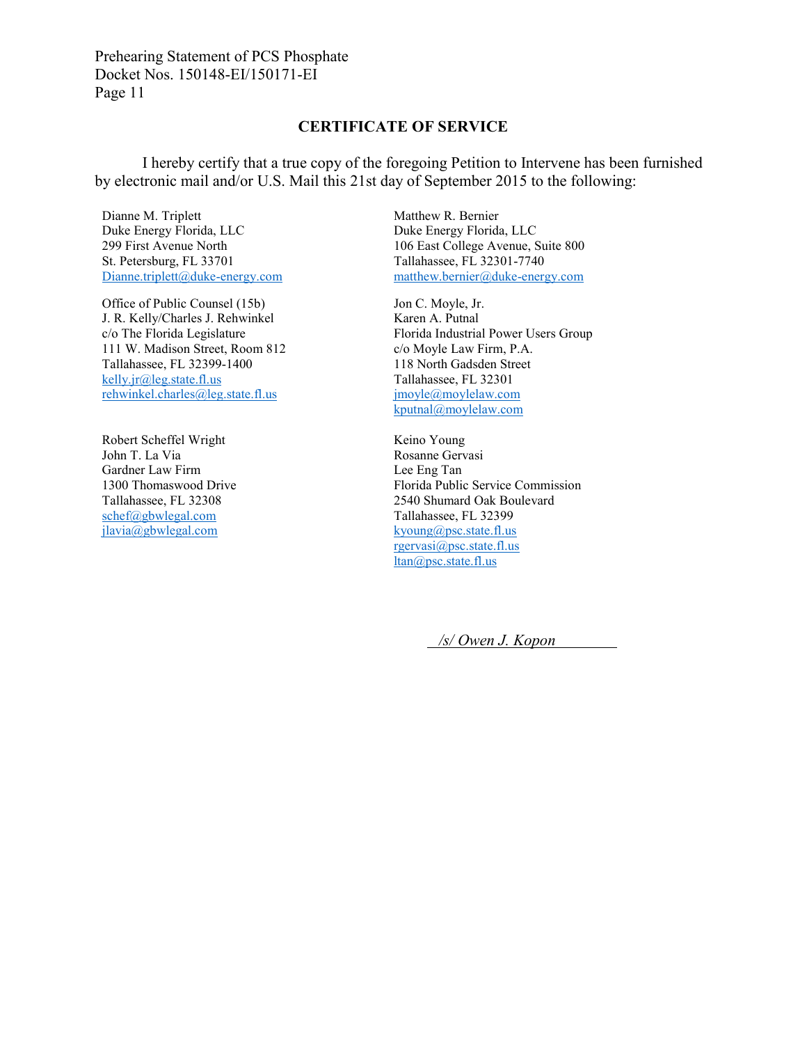## CERTIFICATE OF SERVICE

I hereby certify that a true copy of the foregoing Petition to Intervene has been furnished by electronic mail and/or U.S. Mail this 21st day of September 2015 to the following:

Dianne M. Triplett
Duke Energy Florida, LLC
299 First Avenue North
St. Petersburg, FL 33701
Dianne.triplett@duke-energy.com

Matthew R. Bernier
Duke Energy Florida, LLC
106 East College Avenue, Suite 800
Tallahassee, FL 32301-7740
matthew.bernier@duke-energy.com

Office of Public Counsel (15b)
J. R. Kelly/Charles J. Rehwinkel
c/o The Florida Legislature
111 W. Madison Street, Room 812
Tallahassee, FL 32399-1400
kelly.jr@leg.state.fl.us
rehwinkel.charles@leg.state.fl.us

Jon C. Moyle, Jr.
Karen A. Putnal
Florida Industrial Power Users Group
c/o Moyle Law Firm, P.A.
118 North Gadsden Street
Tallahassee, FL 32301
jmoyle@moylelaw.com
kputnal@moylelaw.com

Robert Scheffel Wright
John T. La Via
Gardner Law Firm
1300 Thomaswood Drive
Tallahassee, FL 32308
schef@gbwlegal.com
jlavia@gbwlegal.com

Keino Young
Rosanne Gervasi
Lee Eng Tan
Florida Public Service Commission
2540 Shumard Oak Boulevard
Tallahassee, FL 32399
kyoung@psc.state.fl.us
rgervasi@psc.state.fl.us
ltan@psc.state.fl.us

*/s/ Owen J. Kopon*